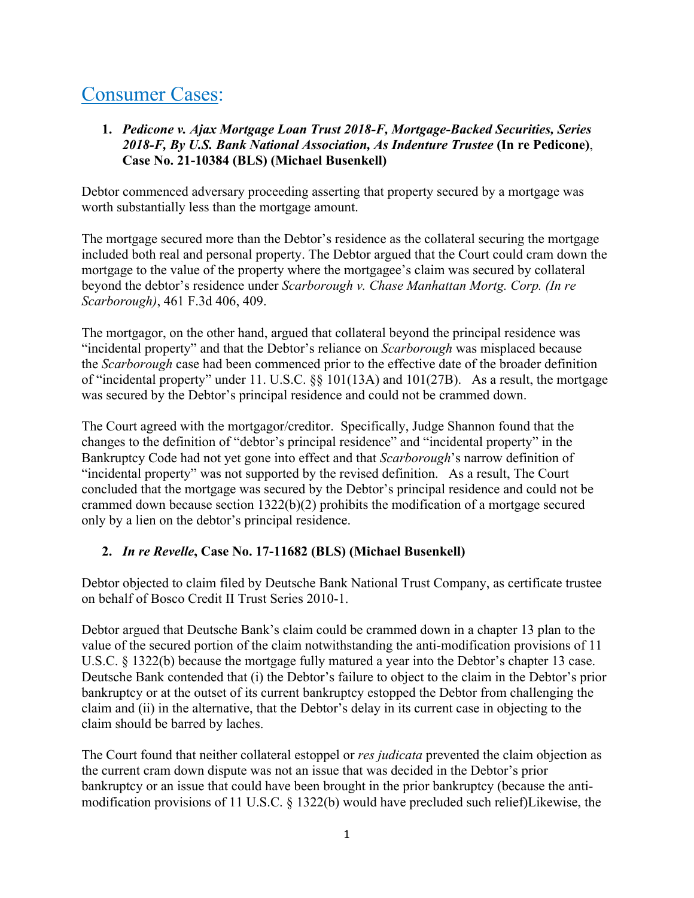# Consumer Cases:

1. ***Pedicone v. Ajax Mortgage Loan Trust 2018-F, Mortgage-Backed Securities, Series 2018-F, By U.S. Bank National Association, As Indenture Trustee* (In re Pedicone), Case No. 21-10384 (BLS) (Michael Busenkell)**

Debtor commenced adversary proceeding asserting that property secured by a mortgage was worth substantially less than the mortgage amount.

The mortgage secured more than the Debtor's residence as the collateral securing the mortgage included both real and personal property. The Debtor argued that the Court could cram down the mortgage to the value of the property where the mortgagee's claim was secured by collateral beyond the debtor's residence under *Scarborough v. Chase Manhattan Mortg. Corp. (In re Scarborough)*, 461 F.3d 406, 409.

The mortgagor, on the other hand, argued that collateral beyond the principal residence was "incidental property" and that the Debtor's reliance on *Scarborough* was misplaced because the *Scarborough* case had been commenced prior to the effective date of the broader definition of "incidental property" under 11. U.S.C. §§ 101(13A) and 101(27B). As a result, the mortgage was secured by the Debtor's principal residence and could not be crammed down.

The Court agreed with the mortgagor/creditor. Specifically, Judge Shannon found that the changes to the definition of "debtor's principal residence" and "incidental property" in the Bankruptcy Code had not yet gone into effect and that *Scarborough*'s narrow definition of "incidental property" was not supported by the revised definition. As a result, The Court concluded that the mortgage was secured by the Debtor's principal residence and could not be crammed down because section 1322(b)(2) prohibits the modification of a mortgage secured only by a lien on the debtor's principal residence.

2. ***In re Revelle*, Case No. 17-11682 (BLS) (Michael Busenkell)**

Debtor objected to claim filed by Deutsche Bank National Trust Company, as certificate trustee on behalf of Bosco Credit II Trust Series 2010-1.

Debtor argued that Deutsche Bank's claim could be crammed down in a chapter 13 plan to the value of the secured portion of the claim notwithstanding the anti-modification provisions of 11 U.S.C. § 1322(b) because the mortgage fully matured a year into the Debtor's chapter 13 case. Deutsche Bank contended that (i) the Debtor's failure to object to the claim in the Debtor's prior bankruptcy or at the outset of its current bankruptcy estopped the Debtor from challenging the claim and (ii) in the alternative, that the Debtor's delay in its current case in objecting to the claim should be barred by laches.

The Court found that neither collateral estoppel or *res judicata* prevented the claim objection as the current cram down dispute was not an issue that was decided in the Debtor's prior bankruptcy or an issue that could have been brought in the prior bankruptcy (because the anti-modification provisions of 11 U.S.C. § 1322(b) would have precluded such relief)Likewise, the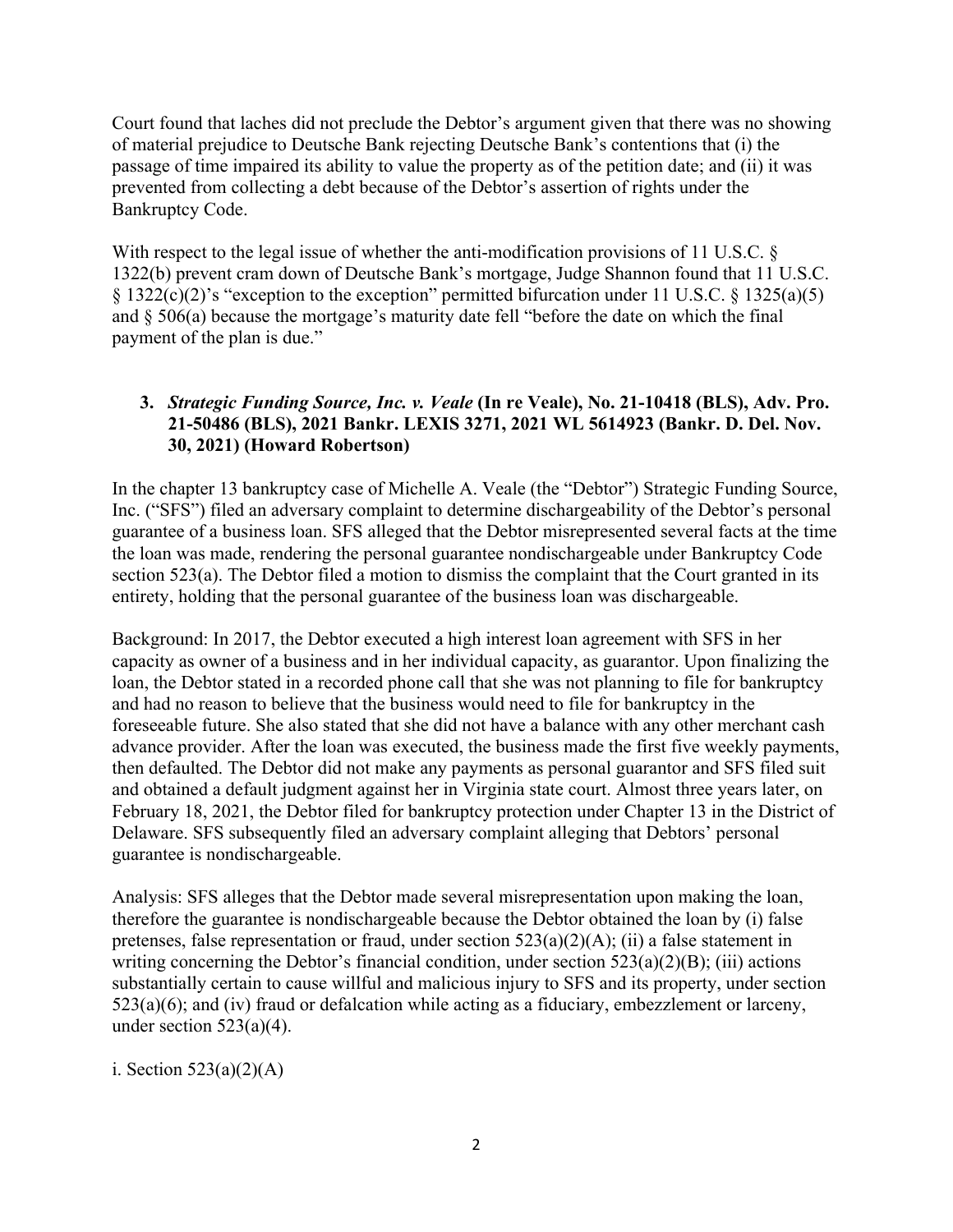Court found that laches did not preclude the Debtor's argument given that there was no showing of material prejudice to Deutsche Bank rejecting Deutsche Bank's contentions that (i) the passage of time impaired its ability to value the property as of the petition date; and (ii) it was prevented from collecting a debt because of the Debtor's assertion of rights under the Bankruptcy Code.

With respect to the legal issue of whether the anti-modification provisions of 11 U.S.C. § 1322(b) prevent cram down of Deutsche Bank's mortgage, Judge Shannon found that 11 U.S.C. § 1322(c)(2)'s "exception to the exception" permitted bifurcation under 11 U.S.C. § 1325(a)(5) and § 506(a) because the mortgage's maturity date fell "before the date on which the final payment of the plan is due."

### 3. ***Strategic Funding Source, Inc. v. Veale*** **(In re Veale), No. 21-10418 (BLS), Adv. Pro. 21-50486 (BLS), 2021 Bankr. LEXIS 3271, 2021 WL 5614923 (Bankr. D. Del. Nov. 30, 2021) (Howard Robertson)**

In the chapter 13 bankruptcy case of Michelle A. Veale (the "Debtor") Strategic Funding Source, Inc. ("SFS") filed an adversary complaint to determine dischargeability of the Debtor's personal guarantee of a business loan. SFS alleged that the Debtor misrepresented several facts at the time the loan was made, rendering the personal guarantee nondischargeable under Bankruptcy Code section 523(a). The Debtor filed a motion to dismiss the complaint that the Court granted in its entirety, holding that the personal guarantee of the business loan was dischargeable.

Background: In 2017, the Debtor executed a high interest loan agreement with SFS in her capacity as owner of a business and in her individual capacity, as guarantor. Upon finalizing the loan, the Debtor stated in a recorded phone call that she was not planning to file for bankruptcy and had no reason to believe that the business would need to file for bankruptcy in the foreseeable future. She also stated that she did not have a balance with any other merchant cash advance provider. After the loan was executed, the business made the first five weekly payments, then defaulted. The Debtor did not make any payments as personal guarantor and SFS filed suit and obtained a default judgment against her in Virginia state court. Almost three years later, on February 18, 2021, the Debtor filed for bankruptcy protection under Chapter 13 in the District of Delaware. SFS subsequently filed an adversary complaint alleging that Debtors' personal guarantee is nondischargeable.

Analysis: SFS alleges that the Debtor made several misrepresentation upon making the loan, therefore the guarantee is nondischargeable because the Debtor obtained the loan by (i) false pretenses, false representation or fraud, under section 523(a)(2)(A); (ii) a false statement in writing concerning the Debtor's financial condition, under section 523(a)(2)(B); (iii) actions substantially certain to cause willful and malicious injury to SFS and its property, under section 523(a)(6); and (iv) fraud or defalcation while acting as a fiduciary, embezzlement or larceny, under section 523(a)(4).

i. Section 523(a)(2)(A)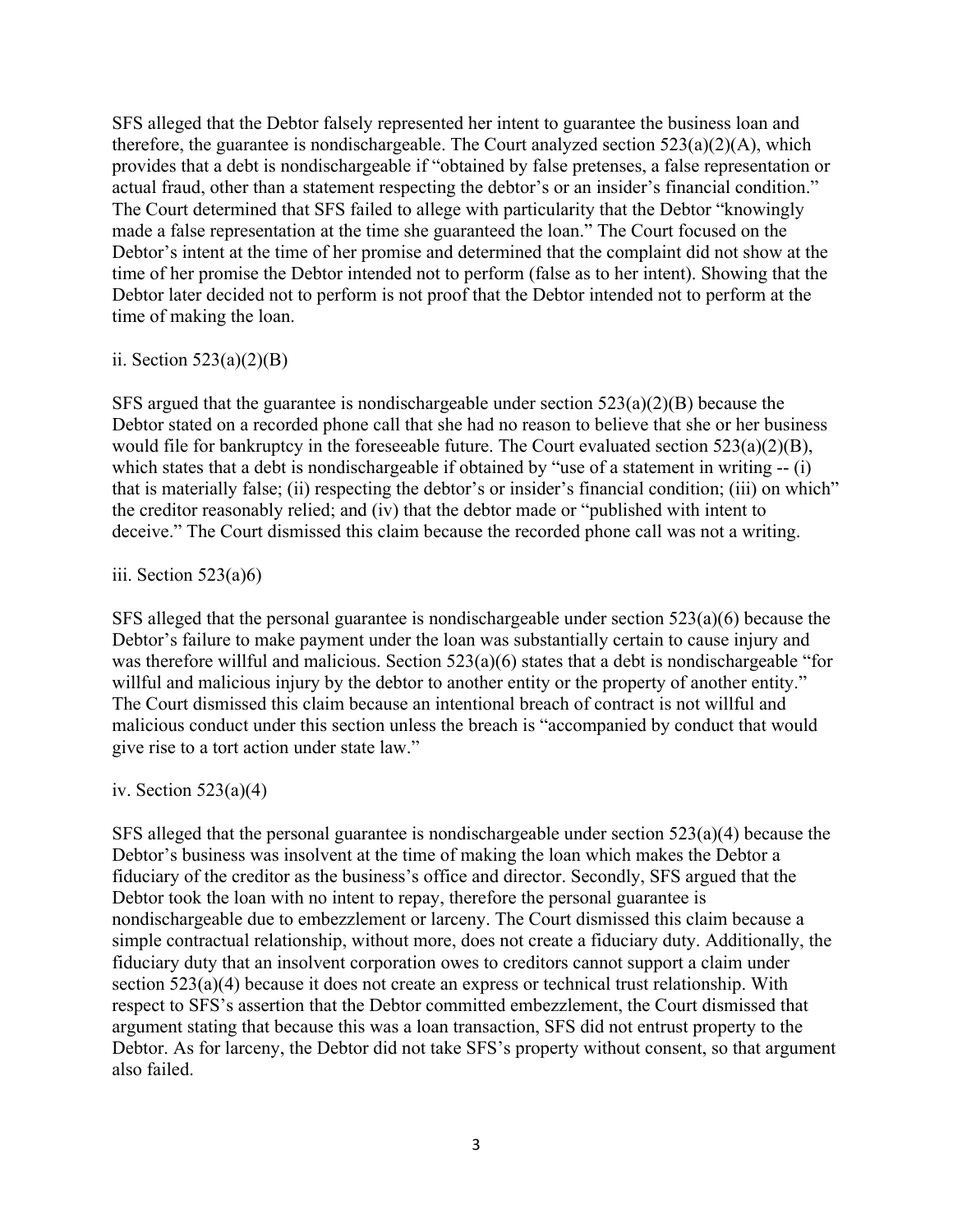SFS alleged that the Debtor falsely represented her intent to guarantee the business loan and therefore, the guarantee is nondischargeable. The Court analyzed section 523(a)(2)(A), which provides that a debt is nondischargeable if "obtained by false pretenses, a false representation or actual fraud, other than a statement respecting the debtor's or an insider's financial condition." The Court determined that SFS failed to allege with particularity that the Debtor "knowingly made a false representation at the time she guaranteed the loan." The Court focused on the Debtor's intent at the time of her promise and determined that the complaint did not show at the time of her promise the Debtor intended not to perform (false as to her intent). Showing that the Debtor later decided not to perform is not proof that the Debtor intended not to perform at the time of making the loan.

ii. Section 523(a)(2)(B)

SFS argued that the guarantee is nondischargeable under section 523(a)(2)(B) because the Debtor stated on a recorded phone call that she had no reason to believe that she or her business would file for bankruptcy in the foreseeable future. The Court evaluated section 523(a)(2)(B), which states that a debt is nondischargeable if obtained by "use of a statement in writing -- (i) that is materially false; (ii) respecting the debtor's or insider's financial condition; (iii) on which" the creditor reasonably relied; and (iv) that the debtor made or "published with intent to deceive." The Court dismissed this claim because the recorded phone call was not a writing.

iii. Section 523(a)6)

SFS alleged that the personal guarantee is nondischargeable under section 523(a)(6) because the Debtor's failure to make payment under the loan was substantially certain to cause injury and was therefore willful and malicious. Section 523(a)(6) states that a debt is nondischargeable "for willful and malicious injury by the debtor to another entity or the property of another entity." The Court dismissed this claim because an intentional breach of contract is not willful and malicious conduct under this section unless the breach is "accompanied by conduct that would give rise to a tort action under state law."

iv. Section 523(a)(4)

SFS alleged that the personal guarantee is nondischargeable under section 523(a)(4) because the Debtor's business was insolvent at the time of making the loan which makes the Debtor a fiduciary of the creditor as the business's office and director. Secondly, SFS argued that the Debtor took the loan with no intent to repay, therefore the personal guarantee is nondischargeable due to embezzlement or larceny. The Court dismissed this claim because a simple contractual relationship, without more, does not create a fiduciary duty. Additionally, the fiduciary duty that an insolvent corporation owes to creditors cannot support a claim under section 523(a)(4) because it does not create an express or technical trust relationship. With respect to SFS's assertion that the Debtor committed embezzlement, the Court dismissed that argument stating that because this was a loan transaction, SFS did not entrust property to the Debtor. As for larceny, the Debtor did not take SFS's property without consent, so that argument also failed.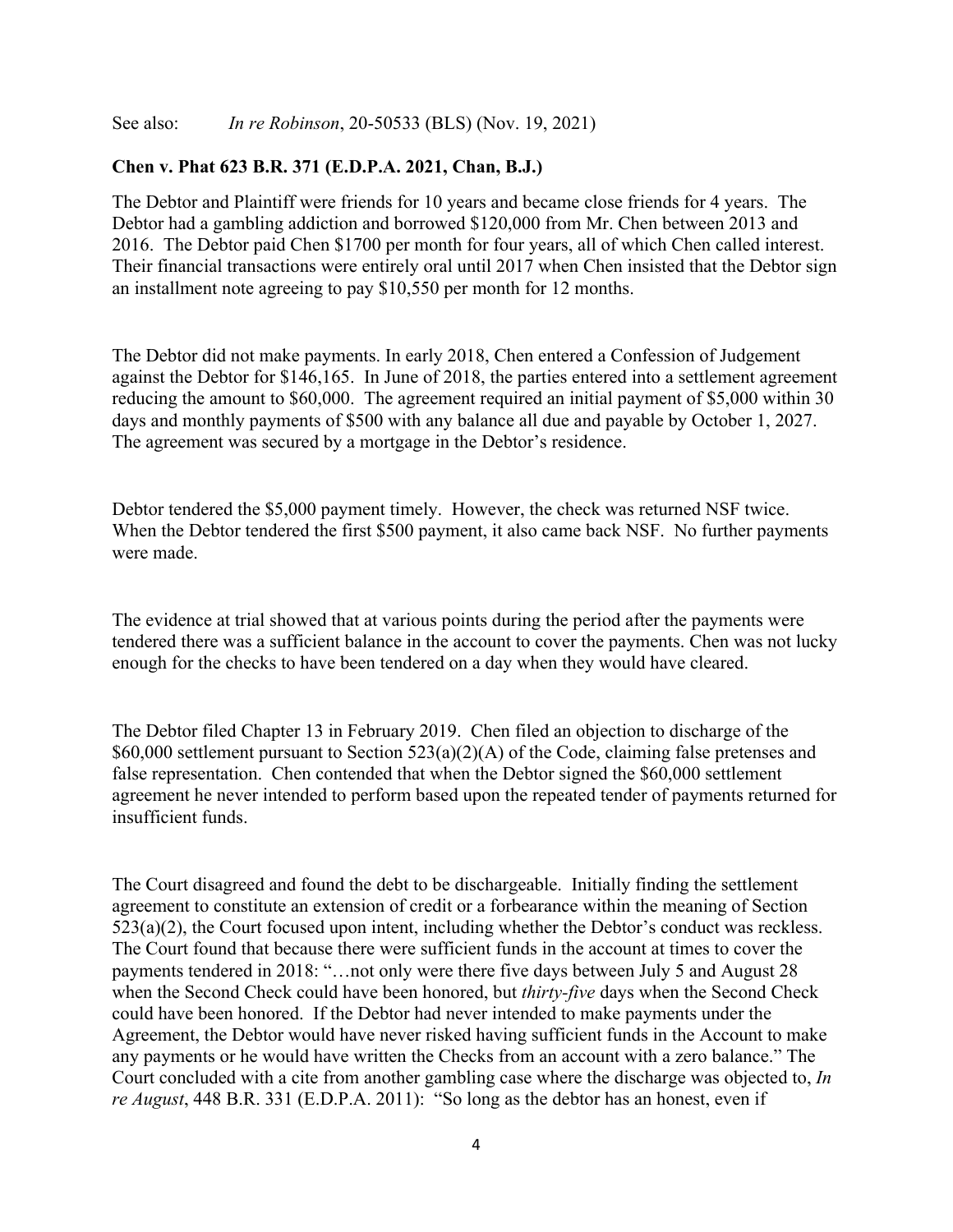See also: *In re Robinson*, 20-50533 (BLS) (Nov. 19, 2021)

**Chen v. Phat 623 B.R. 371 (E.D.P.A. 2021, Chan, B.J.)**

The Debtor and Plaintiff were friends for 10 years and became close friends for 4 years. The Debtor had a gambling addiction and borrowed $120,000 from Mr. Chen between 2013 and 2016. The Debtor paid Chen $1700 per month for four years, all of which Chen called interest. Their financial transactions were entirely oral until 2017 when Chen insisted that the Debtor sign an installment note agreeing to pay $10,550 per month for 12 months.

The Debtor did not make payments. In early 2018, Chen entered a Confession of Judgement against the Debtor for $146,165. In June of 2018, the parties entered into a settlement agreement reducing the amount to $60,000. The agreement required an initial payment of $5,000 within 30 days and monthly payments of $500 with any balance all due and payable by October 1, 2027. The agreement was secured by a mortgage in the Debtor's residence.

Debtor tendered the $5,000 payment timely. However, the check was returned NSF twice. When the Debtor tendered the first $500 payment, it also came back NSF. No further payments were made.

The evidence at trial showed that at various points during the period after the payments were tendered there was a sufficient balance in the account to cover the payments. Chen was not lucky enough for the checks to have been tendered on a day when they would have cleared.

The Debtor filed Chapter 13 in February 2019. Chen filed an objection to discharge of the $60,000 settlement pursuant to Section 523(a)(2)(A) of the Code, claiming false pretenses and false representation. Chen contended that when the Debtor signed the $60,000 settlement agreement he never intended to perform based upon the repeated tender of payments returned for insufficient funds.

The Court disagreed and found the debt to be dischargeable. Initially finding the settlement agreement to constitute an extension of credit or a forbearance within the meaning of Section 523(a)(2), the Court focused upon intent, including whether the Debtor's conduct was reckless. The Court found that because there were sufficient funds in the account at times to cover the payments tendered in 2018: "…not only were there five days between July 5 and August 28 when the Second Check could have been honored, but *thirty-five* days when the Second Check could have been honored. If the Debtor had never intended to make payments under the Agreement, the Debtor would have never risked having sufficient funds in the Account to make any payments or he would have written the Checks from an account with a zero balance." The Court concluded with a cite from another gambling case where the discharge was objected to, *In re August*, 448 B.R. 331 (E.D.P.A. 2011): "So long as the debtor has an honest, even if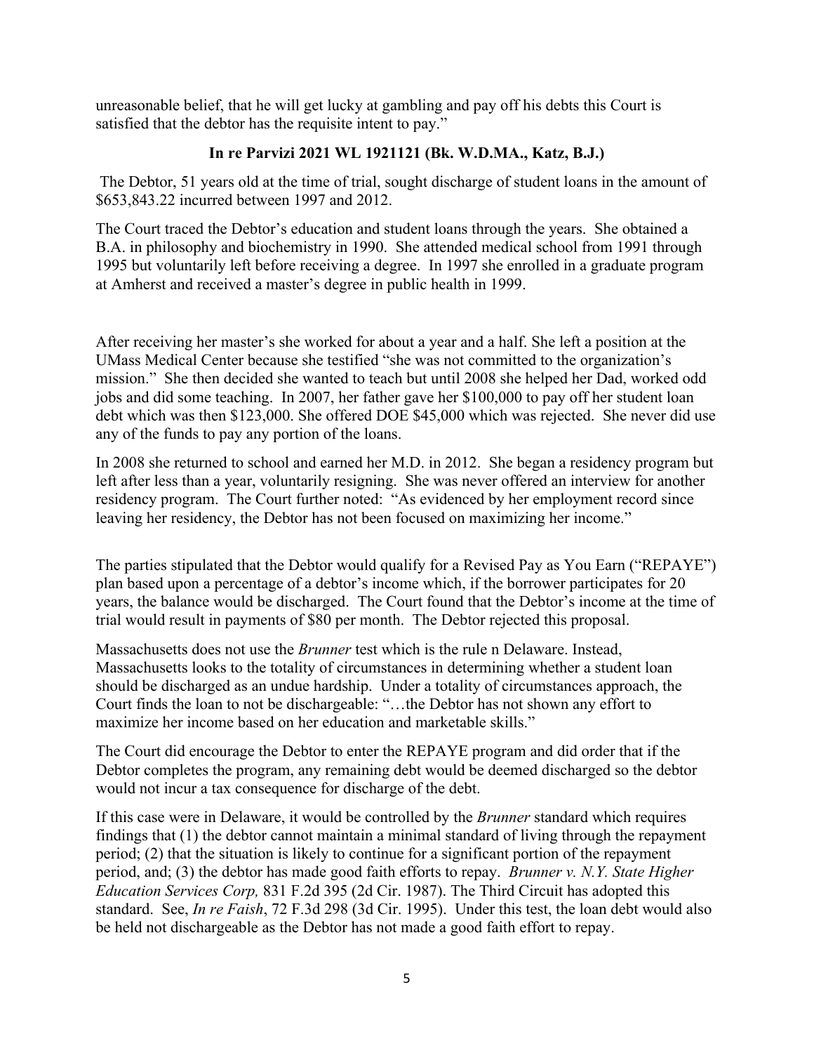unreasonable belief, that he will get lucky at gambling and pay off his debts this Court is satisfied that the debtor has the requisite intent to pay."

### In re Parvizi 2021 WL 1921121 (Bk. W.D.MA., Katz, B.J.)

The Debtor, 51 years old at the time of trial, sought discharge of student loans in the amount of $653,843.22 incurred between 1997 and 2012.

The Court traced the Debtor's education and student loans through the years. She obtained a B.A. in philosophy and biochemistry in 1990. She attended medical school from 1991 through 1995 but voluntarily left before receiving a degree. In 1997 she enrolled in a graduate program at Amherst and received a master's degree in public health in 1999.

After receiving her master's she worked for about a year and a half. She left a position at the UMass Medical Center because she testified "she was not committed to the organization's mission." She then decided she wanted to teach but until 2008 she helped her Dad, worked odd jobs and did some teaching. In 2007, her father gave her $100,000 to pay off her student loan debt which was then $123,000. She offered DOE $45,000 which was rejected. She never did use any of the funds to pay any portion of the loans.

In 2008 she returned to school and earned her M.D. in 2012. She began a residency program but left after less than a year, voluntarily resigning. She was never offered an interview for another residency program. The Court further noted: "As evidenced by her employment record since leaving her residency, the Debtor has not been focused on maximizing her income."

The parties stipulated that the Debtor would qualify for a Revised Pay as You Earn ("REPAYE") plan based upon a percentage of a debtor's income which, if the borrower participates for 20 years, the balance would be discharged. The Court found that the Debtor's income at the time of trial would result in payments of $80 per month. The Debtor rejected this proposal.

Massachusetts does not use the *Brunner* test which is the rule n Delaware. Instead, Massachusetts looks to the totality of circumstances in determining whether a student loan should be discharged as an undue hardship. Under a totality of circumstances approach, the Court finds the loan to not be dischargeable: "…the Debtor has not shown any effort to maximize her income based on her education and marketable skills."

The Court did encourage the Debtor to enter the REPAYE program and did order that if the Debtor completes the program, any remaining debt would be deemed discharged so the debtor would not incur a tax consequence for discharge of the debt.

If this case were in Delaware, it would be controlled by the *Brunner* standard which requires findings that (1) the debtor cannot maintain a minimal standard of living through the repayment period; (2) that the situation is likely to continue for a significant portion of the repayment period, and; (3) the debtor has made good faith efforts to repay. *Brunner v. N.Y. State Higher Education Services Corp,* 831 F.2d 395 (2d Cir. 1987). The Third Circuit has adopted this standard. See, *In re Faish*, 72 F.3d 298 (3d Cir. 1995). Under this test, the loan debt would also be held not dischargeable as the Debtor has not made a good faith effort to repay.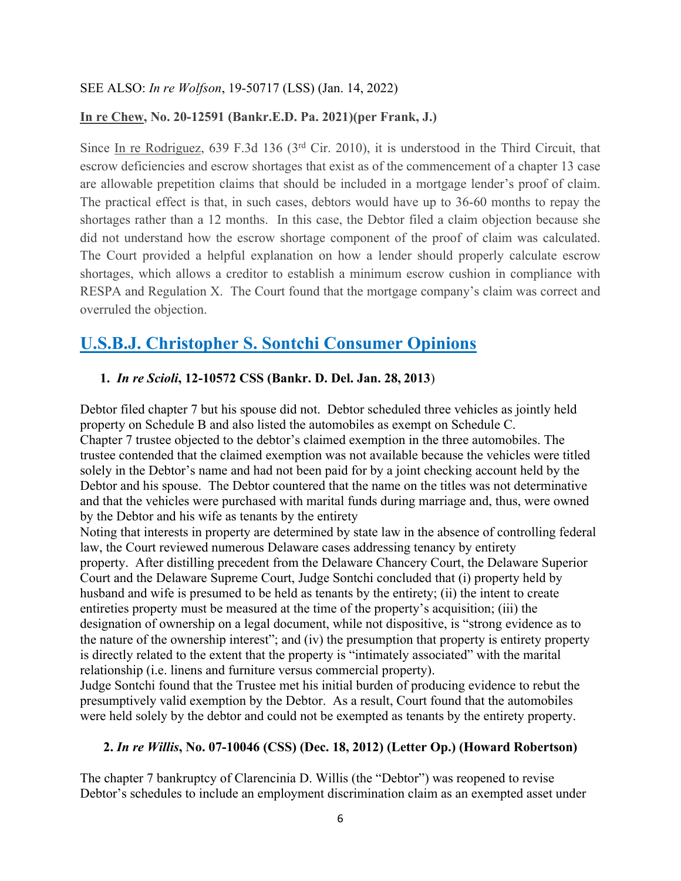SEE ALSO: *In re Wolfson*, 19-50717 (LSS) (Jan. 14, 2022)

**In re Chew, No. 20-12591 (Bankr.E.D. Pa. 2021)(per Frank, J.)**

Since In re Rodriguez, 639 F.3d 136 (3rd Cir. 2010), it is understood in the Third Circuit, that escrow deficiencies and escrow shortages that exist as of the commencement of a chapter 13 case are allowable prepetition claims that should be included in a mortgage lender's proof of claim. The practical effect is that, in such cases, debtors would have up to 36-60 months to repay the shortages rather than a 12 months. In this case, the Debtor filed a claim objection because she did not understand how the escrow shortage component of the proof of claim was calculated. The Court provided a helpful explanation on how a lender should properly calculate escrow shortages, which allows a creditor to establish a minimum escrow cushion in compliance with RESPA and Regulation X. The Court found that the mortgage company's claim was correct and overruled the objection.

## U.S.B.J. Christopher S. Sontchi Consumer Opinions

### 1. *In re Scioli*, 12-10572 CSS (Bankr. D. Del. Jan. 28, 2013)

Debtor filed chapter 7 but his spouse did not. Debtor scheduled three vehicles as jointly held property on Schedule B and also listed the automobiles as exempt on Schedule C.
Chapter 7 trustee objected to the debtor's claimed exemption in the three automobiles. The trustee contended that the claimed exemption was not available because the vehicles were titled solely in the Debtor's name and had not been paid for by a joint checking account held by the Debtor and his spouse. The Debtor countered that the name on the titles was not determinative and that the vehicles were purchased with marital funds during marriage and, thus, were owned by the Debtor and his wife as tenants by the entirety
Noting that interests in property are determined by state law in the absence of controlling federal law, the Court reviewed numerous Delaware cases addressing tenancy by entirety property. After distilling precedent from the Delaware Chancery Court, the Delaware Superior Court and the Delaware Supreme Court, Judge Sontchi concluded that (i) property held by husband and wife is presumed to be held as tenants by the entirety; (ii) the intent to create entireties property must be measured at the time of the property's acquisition; (iii) the designation of ownership on a legal document, while not dispositive, is "strong evidence as to the nature of the ownership interest"; and (iv) the presumption that property is entirety property is directly related to the extent that the property is "intimately associated" with the marital relationship (i.e. linens and furniture versus commercial property).
Judge Sontchi found that the Trustee met his initial burden of producing evidence to rebut the presumptively valid exemption by the Debtor. As a result, Court found that the automobiles were held solely by the debtor and could not be exempted as tenants by the entirety property.

### 2. *In re Willis*, No. 07-10046 (CSS) (Dec. 18, 2012) (Letter Op.) (Howard Robertson)

The chapter 7 bankruptcy of Clarencinia D. Willis (the "Debtor") was reopened to revise Debtor's schedules to include an employment discrimination claim as an exempted asset under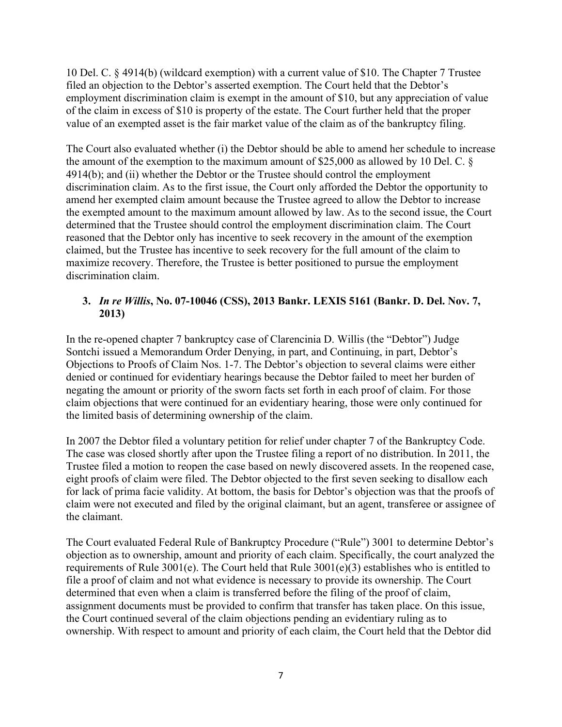10 Del. C. § 4914(b) (wildcard exemption) with a current value of $10. The Chapter 7 Trustee filed an objection to the Debtor's asserted exemption. The Court held that the Debtor's employment discrimination claim is exempt in the amount of $10, but any appreciation of value of the claim in excess of $10 is property of the estate. The Court further held that the proper value of an exempted asset is the fair market value of the claim as of the bankruptcy filing.

The Court also evaluated whether (i) the Debtor should be able to amend her schedule to increase the amount of the exemption to the maximum amount of $25,000 as allowed by 10 Del. C. § 4914(b); and (ii) whether the Debtor or the Trustee should control the employment discrimination claim. As to the first issue, the Court only afforded the Debtor the opportunity to amend her exempted claim amount because the Trustee agreed to allow the Debtor to increase the exempted amount to the maximum amount allowed by law. As to the second issue, the Court determined that the Trustee should control the employment discrimination claim. The Court reasoned that the Debtor only has incentive to seek recovery in the amount of the exemption claimed, but the Trustee has incentive to seek recovery for the full amount of the claim to maximize recovery. Therefore, the Trustee is better positioned to pursue the employment discrimination claim.

### 3. *In re Willis*, No. 07-10046 (CSS), 2013 Bankr. LEXIS 5161 (Bankr. D. Del. Nov. 7, 2013)

In the re-opened chapter 7 bankruptcy case of Clarencinia D. Willis (the "Debtor") Judge Sontchi issued a Memorandum Order Denying, in part, and Continuing, in part, Debtor's Objections to Proofs of Claim Nos. 1-7. The Debtor's objection to several claims were either denied or continued for evidentiary hearings because the Debtor failed to meet her burden of negating the amount or priority of the sworn facts set forth in each proof of claim. For those claim objections that were continued for an evidentiary hearing, those were only continued for the limited basis of determining ownership of the claim.

In 2007 the Debtor filed a voluntary petition for relief under chapter 7 of the Bankruptcy Code. The case was closed shortly after upon the Trustee filing a report of no distribution. In 2011, the Trustee filed a motion to reopen the case based on newly discovered assets. In the reopened case, eight proofs of claim were filed. The Debtor objected to the first seven seeking to disallow each for lack of prima facie validity. At bottom, the basis for Debtor's objection was that the proofs of claim were not executed and filed by the original claimant, but an agent, transferee or assignee of the claimant.

The Court evaluated Federal Rule of Bankruptcy Procedure ("Rule") 3001 to determine Debtor's objection as to ownership, amount and priority of each claim. Specifically, the court analyzed the requirements of Rule 3001(e). The Court held that Rule 3001(e)(3) establishes who is entitled to file a proof of claim and not what evidence is necessary to provide its ownership. The Court determined that even when a claim is transferred before the filing of the proof of claim, assignment documents must be provided to confirm that transfer has taken place. On this issue, the Court continued several of the claim objections pending an evidentiary ruling as to ownership. With respect to amount and priority of each claim, the Court held that the Debtor did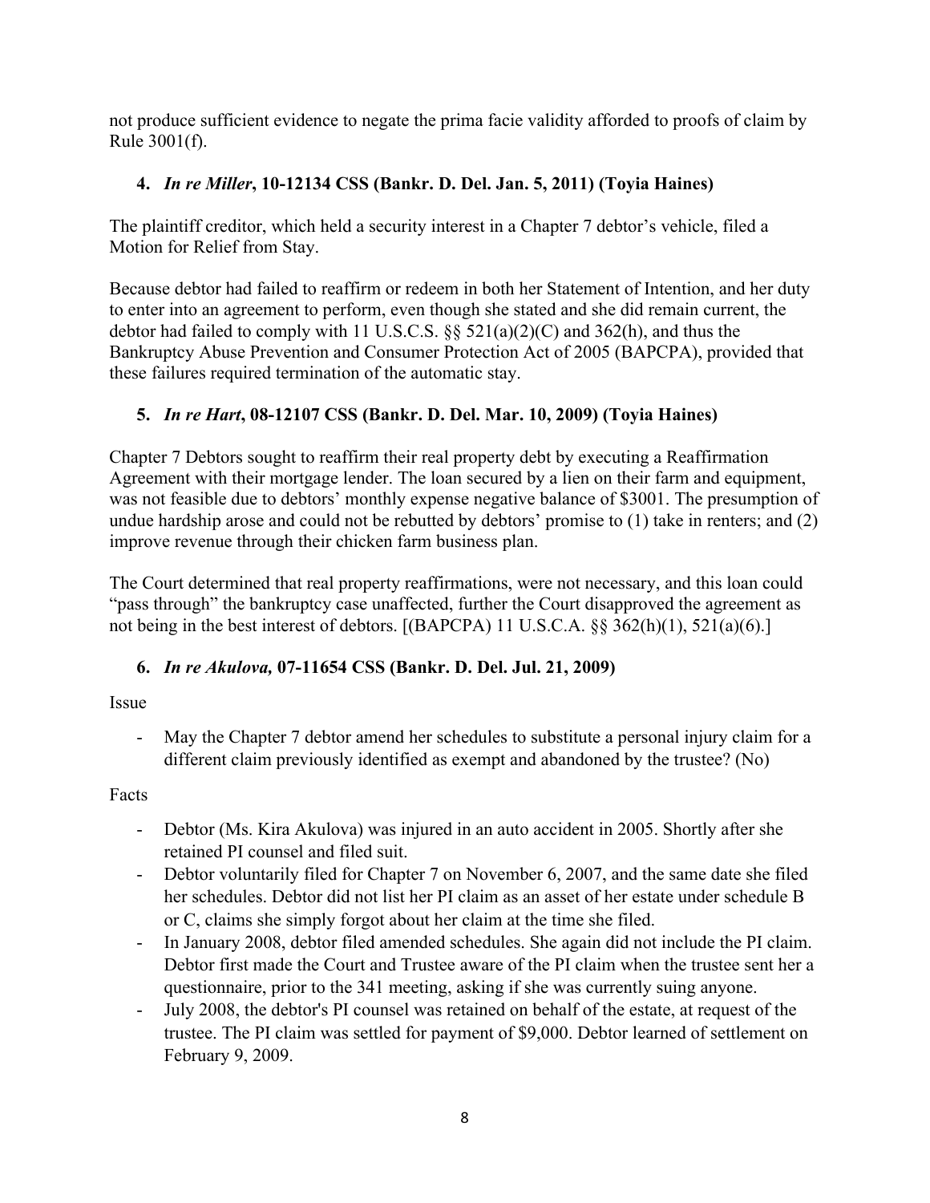not produce sufficient evidence to negate the prima facie validity afforded to proofs of claim by Rule 3001(f).

### 4. *In re Miller*, 10-12134 CSS (Bankr. D. Del. Jan. 5, 2011) (Toyia Haines)

The plaintiff creditor, which held a security interest in a Chapter 7 debtor's vehicle, filed a Motion for Relief from Stay.

Because debtor had failed to reaffirm or redeem in both her Statement of Intention, and her duty to enter into an agreement to perform, even though she stated and she did remain current, the debtor had failed to comply with 11 U.S.C.S. §§ 521(a)(2)(C) and 362(h), and thus the Bankruptcy Abuse Prevention and Consumer Protection Act of 2005 (BAPCPA), provided that these failures required termination of the automatic stay.

### 5. *In re Hart*, 08-12107 CSS (Bankr. D. Del. Mar. 10, 2009) (Toyia Haines)

Chapter 7 Debtors sought to reaffirm their real property debt by executing a Reaffirmation Agreement with their mortgage lender. The loan secured by a lien on their farm and equipment, was not feasible due to debtors' monthly expense negative balance of $3001. The presumption of undue hardship arose and could not be rebutted by debtors' promise to (1) take in renters; and (2) improve revenue through their chicken farm business plan.

The Court determined that real property reaffirmations, were not necessary, and this loan could "pass through" the bankruptcy case unaffected, further the Court disapproved the agreement as not being in the best interest of debtors. [(BAPCPA) 11 U.S.C.A. §§ 362(h)(1), 521(a)(6).]

### 6. *In re Akulova,* 07-11654 CSS (Bankr. D. Del. Jul. 21, 2009)

Issue

- May the Chapter 7 debtor amend her schedules to substitute a personal injury claim for a different claim previously identified as exempt and abandoned by the trustee? (No)

Facts

- Debtor (Ms. Kira Akulova) was injured in an auto accident in 2005. Shortly after she retained PI counsel and filed suit.
- Debtor voluntarily filed for Chapter 7 on November 6, 2007, and the same date she filed her schedules. Debtor did not list her PI claim as an asset of her estate under schedule B or C, claims she simply forgot about her claim at the time she filed.
- In January 2008, debtor filed amended schedules. She again did not include the PI claim. Debtor first made the Court and Trustee aware of the PI claim when the trustee sent her a questionnaire, prior to the 341 meeting, asking if she was currently suing anyone.
- July 2008, the debtor's PI counsel was retained on behalf of the estate, at request of the trustee. The PI claim was settled for payment of $9,000. Debtor learned of settlement on February 9, 2009.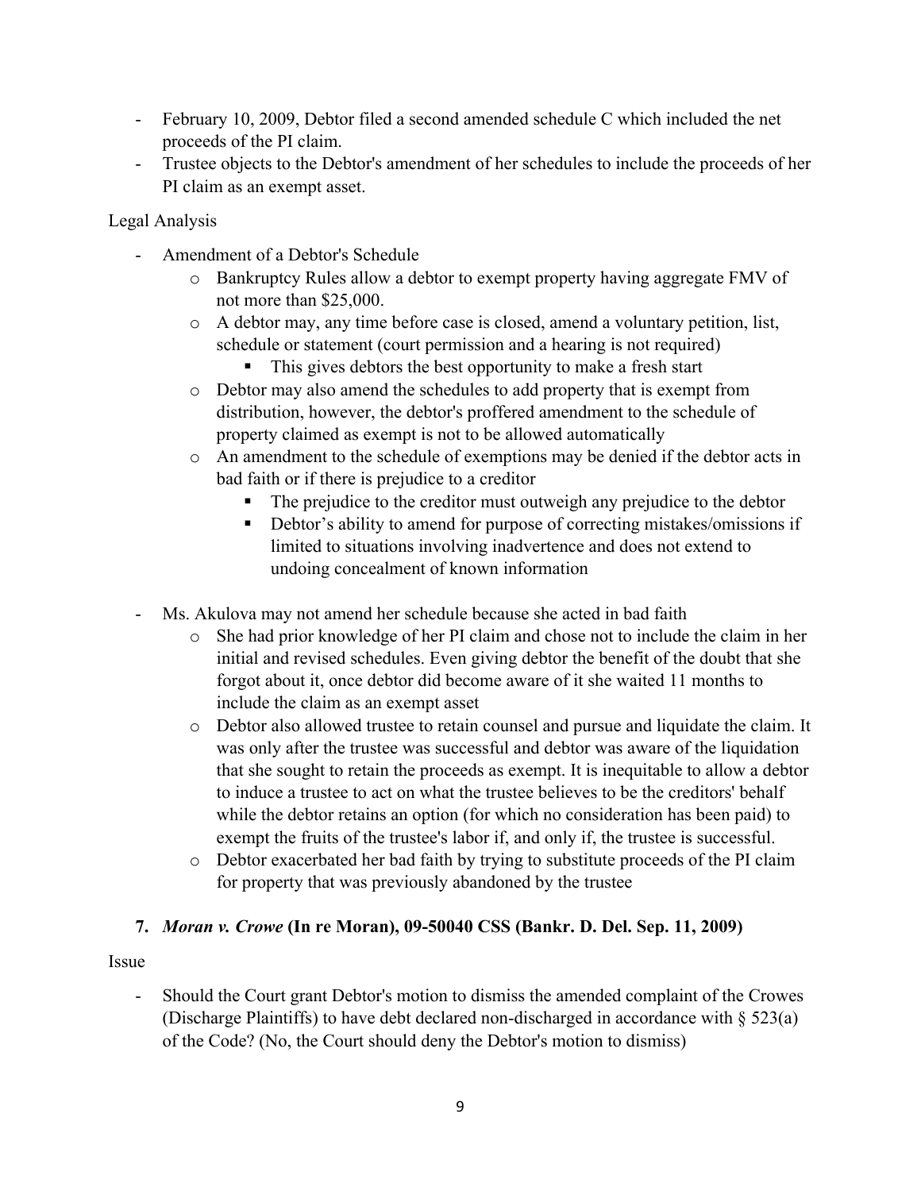- February 10, 2009, Debtor filed a second amended schedule C which included the net proceeds of the PI claim.
- Trustee objects to the Debtor's amendment of her schedules to include the proceeds of her PI claim as an exempt asset.

Legal Analysis

- Amendment of a Debtor's Schedule
    - Bankruptcy Rules allow a debtor to exempt property having aggregate FMV of not more than $25,000.
    - A debtor may, any time before case is closed, amend a voluntary petition, list, schedule or statement (court permission and a hearing is not required)
        - This gives debtors the best opportunity to make a fresh start
    - Debtor may also amend the schedules to add property that is exempt from distribution, however, the debtor's proffered amendment to the schedule of property claimed as exempt is not to be allowed automatically
    - An amendment to the schedule of exemptions may be denied if the debtor acts in bad faith or if there is prejudice to a creditor
        - The prejudice to the creditor must outweigh any prejudice to the debtor
        - Debtor's ability to amend for purpose of correcting mistakes/omissions if limited to situations involving inadvertence and does not extend to undoing concealment of known information

- Ms. Akulova may not amend her schedule because she acted in bad faith
    - She had prior knowledge of her PI claim and chose not to include the claim in her initial and revised schedules. Even giving debtor the benefit of the doubt that she forgot about it, once debtor did become aware of it she waited 11 months to include the claim as an exempt asset
    - Debtor also allowed trustee to retain counsel and pursue and liquidate the claim. It was only after the trustee was successful and debtor was aware of the liquidation that she sought to retain the proceeds as exempt. It is inequitable to allow a debtor to induce a trustee to act on what the trustee believes to be the creditors' behalf while the debtor retains an option (for which no consideration has been paid) to exempt the fruits of the trustee's labor if, and only if, the trustee is successful.
    - Debtor exacerbated her bad faith by trying to substitute proceeds of the PI claim for property that was previously abandoned by the trustee

**7. *Moran v. Crowe* (In re Moran), 09-50040 CSS (Bankr. D. Del. Sep. 11, 2009)**

Issue

- Should the Court grant Debtor's motion to dismiss the amended complaint of the Crowes (Discharge Plaintiffs) to have debt declared non-discharged in accordance with § 523(a) of the Code? (No, the Court should deny the Debtor's motion to dismiss)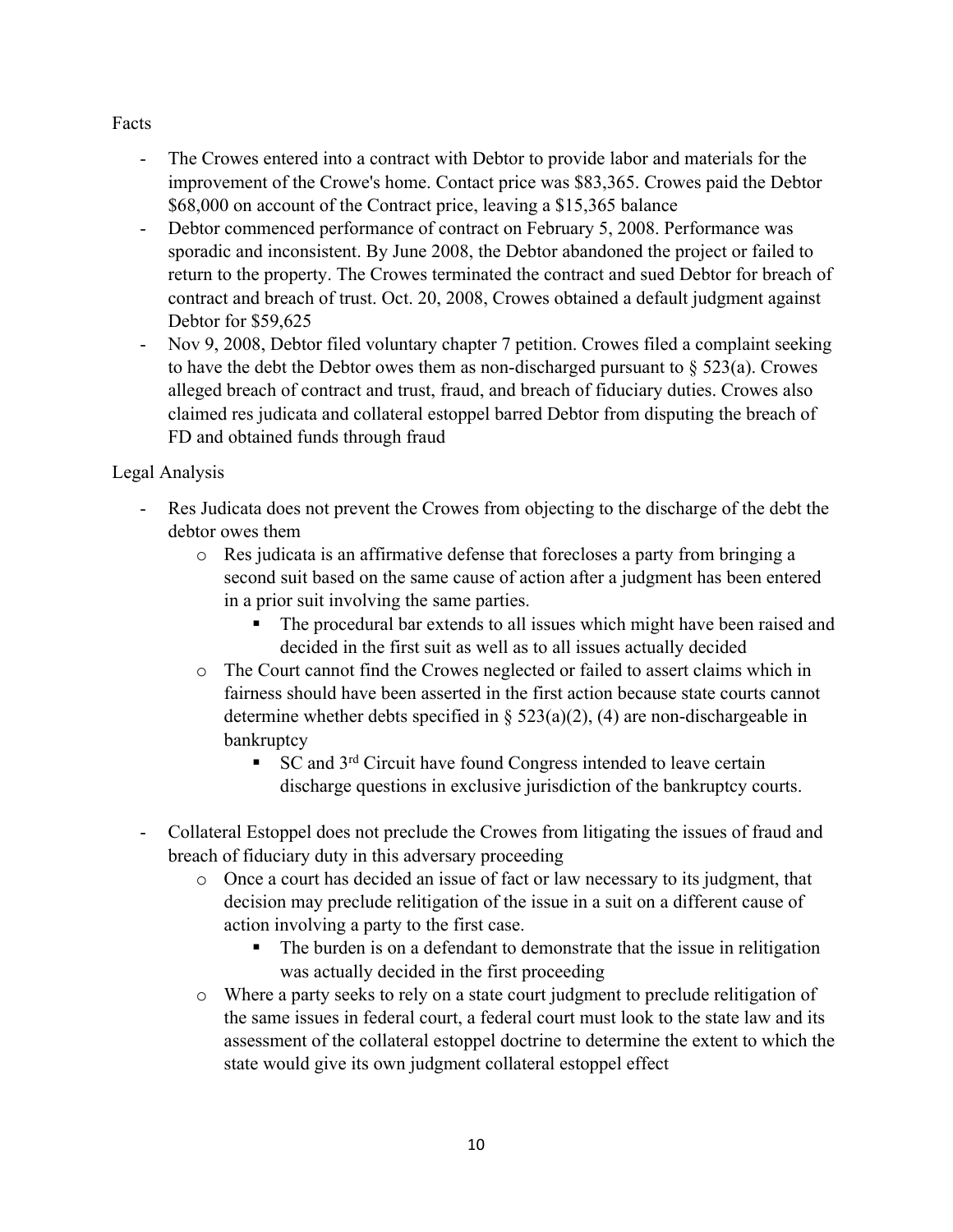Facts

- The Crowes entered into a contract with Debtor to provide labor and materials for the improvement of the Crowe's home. Contact price was $83,365. Crowes paid the Debtor $68,000 on account of the Contract price, leaving a $15,365 balance
- Debtor commenced performance of contract on February 5, 2008. Performance was sporadic and inconsistent. By June 2008, the Debtor abandoned the project or failed to return to the property. The Crowes terminated the contract and sued Debtor for breach of contract and breach of trust. Oct. 20, 2008, Crowes obtained a default judgment against Debtor for $59,625
- Nov 9, 2008, Debtor filed voluntary chapter 7 petition. Crowes filed a complaint seeking to have the debt the Debtor owes them as non-discharged pursuant to § 523(a). Crowes alleged breach of contract and trust, fraud, and breach of fiduciary duties. Crowes also claimed res judicata and collateral estoppel barred Debtor from disputing the breach of FD and obtained funds through fraud

Legal Analysis

- Res Judicata does not prevent the Crowes from objecting to the discharge of the debt the debtor owes them
  - Res judicata is an affirmative defense that forecloses a party from bringing a second suit based on the same cause of action after a judgment has been entered in a prior suit involving the same parties.
    - The procedural bar extends to all issues which might have been raised and decided in the first suit as well as to all issues actually decided
  - The Court cannot find the Crowes neglected or failed to assert claims which in fairness should have been asserted in the first action because state courts cannot determine whether debts specified in § 523(a)(2), (4) are non-dischargeable in bankruptcy
    - SC and 3rd Circuit have found Congress intended to leave certain discharge questions in exclusive jurisdiction of the bankruptcy courts.
- Collateral Estoppel does not preclude the Crowes from litigating the issues of fraud and breach of fiduciary duty in this adversary proceeding
  - Once a court has decided an issue of fact or law necessary to its judgment, that decision may preclude relitigation of the issue in a suit on a different cause of action involving a party to the first case.
    - The burden is on a defendant to demonstrate that the issue in relitigation was actually decided in the first proceeding
  - Where a party seeks to rely on a state court judgment to preclude relitigation of the same issues in federal court, a federal court must look to the state law and its assessment of the collateral estoppel doctrine to determine the extent to which the state would give its own judgment collateral estoppel effect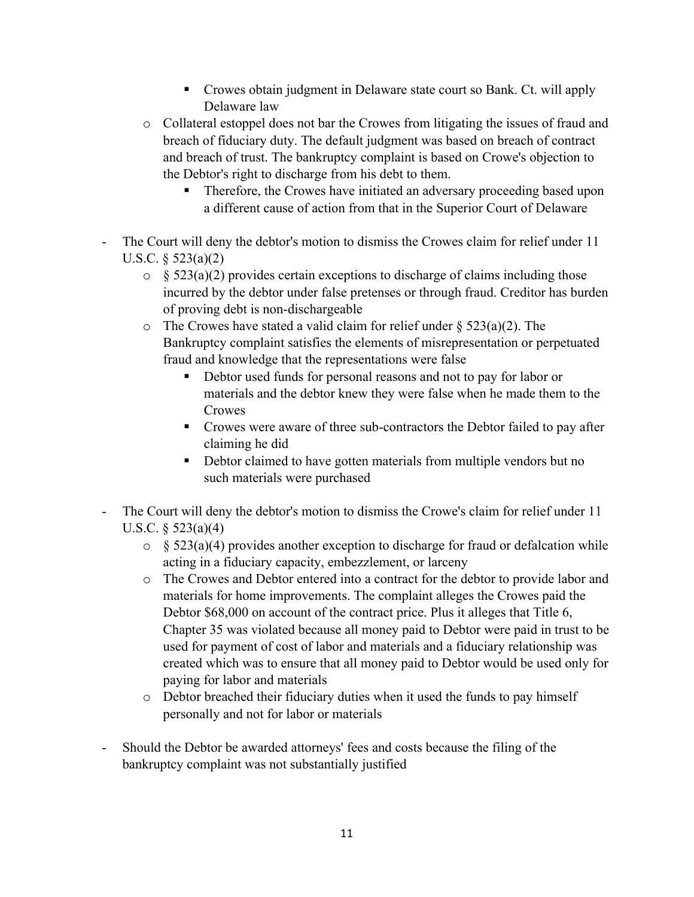- Crowes obtain judgment in Delaware state court so Bank. Ct. will apply Delaware law
    - Collateral estoppel does not bar the Crowes from litigating the issues of fraud and breach of fiduciary duty. The default judgment was based on breach of contract and breach of trust. The bankruptcy complaint is based on Crowe's objection to the Debtor's right to discharge from his debt to them.
        - Therefore, the Crowes have initiated an adversary proceeding based upon a different cause of action from that in the Superior Court of Delaware

- The Court will deny the debtor's motion to dismiss the Crowes claim for relief under 11 U.S.C. § 523(a)(2)
    - § 523(a)(2) provides certain exceptions to discharge of claims including those incurred by the debtor under false pretenses or through fraud. Creditor has burden of proving debt is non-dischargeable
    - The Crowes have stated a valid claim for relief under § 523(a)(2). The Bankruptcy complaint satisfies the elements of misrepresentation or perpetuated fraud and knowledge that the representations were false
        - Debtor used funds for personal reasons and not to pay for labor or materials and the debtor knew they were false when he made them to the Crowes
        - Crowes were aware of three sub-contractors the Debtor failed to pay after claiming he did
        - Debtor claimed to have gotten materials from multiple vendors but no such materials were purchased

- The Court will deny the debtor's motion to dismiss the Crowe's claim for relief under 11 U.S.C. § 523(a)(4)
    - § 523(a)(4) provides another exception to discharge for fraud or defalcation while acting in a fiduciary capacity, embezzlement, or larceny
    - The Crowes and Debtor entered into a contract for the debtor to provide labor and materials for home improvements. The complaint alleges the Crowes paid the Debtor $68,000 on account of the contract price. Plus it alleges that Title 6, Chapter 35 was violated because all money paid to Debtor were paid in trust to be used for payment of cost of labor and materials and a fiduciary relationship was created which was to ensure that all money paid to Debtor would be used only for paying for labor and materials
    - Debtor breached their fiduciary duties when it used the funds to pay himself personally and not for labor or materials

- Should the Debtor be awarded attorneys' fees and costs because the filing of the bankruptcy complaint was not substantially justified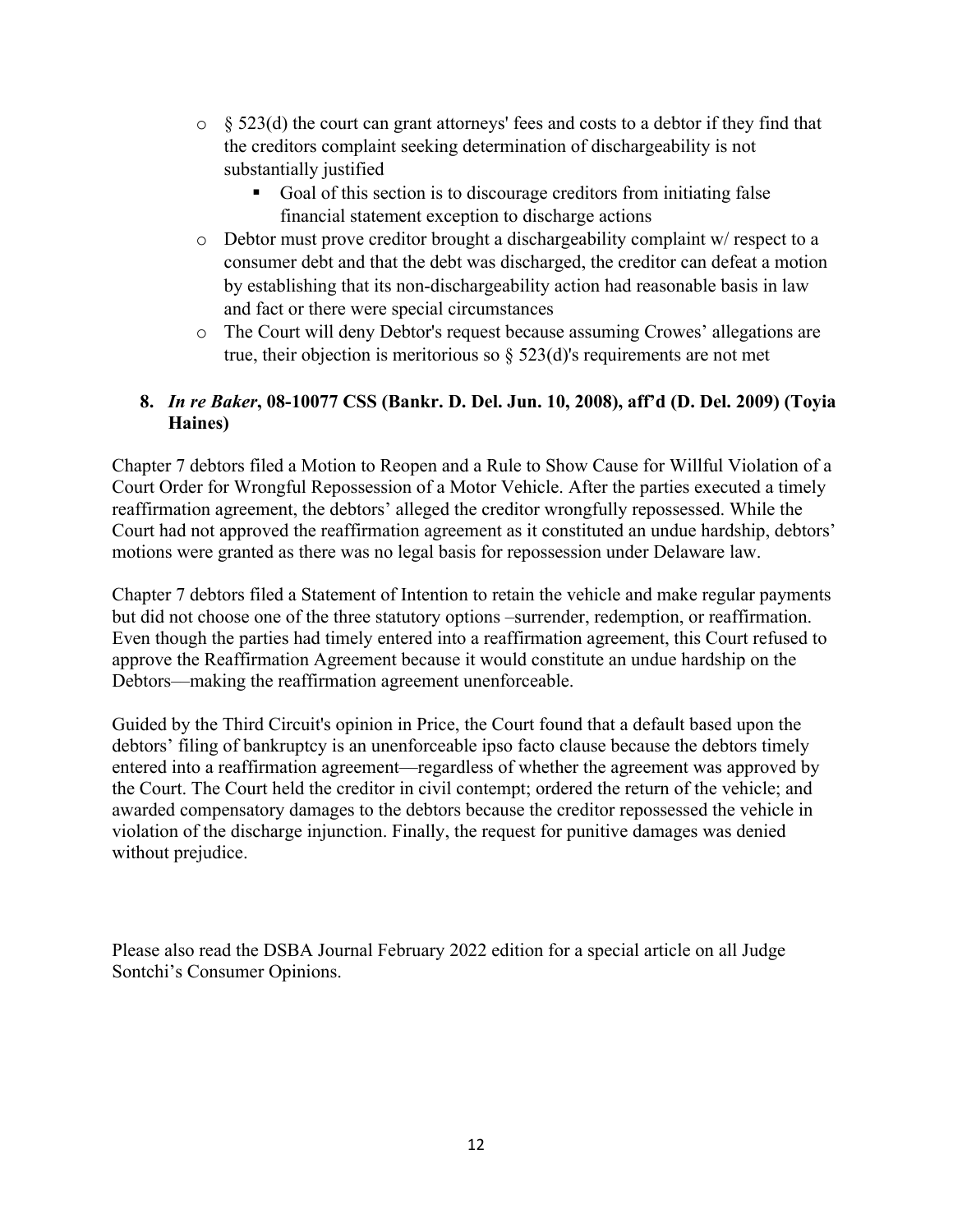- § 523(d) the court can grant attorneys' fees and costs to a debtor if they find that the creditors complaint seeking determination of dischargeability is not substantially justified
    - Goal of this section is to discourage creditors from initiating false financial statement exception to discharge actions
  - Debtor must prove creditor brought a dischargeability complaint w/ respect to a consumer debt and that the debt was discharged, the creditor can defeat a motion by establishing that its non-dischargeability action had reasonable basis in law and fact or there were special circumstances
  - The Court will deny Debtor's request because assuming Crowes' allegations are true, their objection is meritorious so § 523(d)'s requirements are not met

**8. *In re Baker*, 08-10077 CSS (Bankr. D. Del. Jun. 10, 2008), aff'd (D. Del. 2009) (Toyia Haines)**

Chapter 7 debtors filed a Motion to Reopen and a Rule to Show Cause for Willful Violation of a Court Order for Wrongful Repossession of a Motor Vehicle. After the parties executed a timely reaffirmation agreement, the debtors' alleged the creditor wrongfully repossessed. While the Court had not approved the reaffirmation agreement as it constituted an undue hardship, debtors' motions were granted as there was no legal basis for repossession under Delaware law.

Chapter 7 debtors filed a Statement of Intention to retain the vehicle and make regular payments but did not choose one of the three statutory options –surrender, redemption, or reaffirmation. Even though the parties had timely entered into a reaffirmation agreement, this Court refused to approve the Reaffirmation Agreement because it would constitute an undue hardship on the Debtors—making the reaffirmation agreement unenforceable.

Guided by the Third Circuit's opinion in Price, the Court found that a default based upon the debtors' filing of bankruptcy is an unenforceable ipso facto clause because the debtors timely entered into a reaffirmation agreement—regardless of whether the agreement was approved by the Court. The Court held the creditor in civil contempt; ordered the return of the vehicle; and awarded compensatory damages to the debtors because the creditor repossessed the vehicle in violation of the discharge injunction. Finally, the request for punitive damages was denied without prejudice.

Please also read the DSBA Journal February 2022 edition for a special article on all Judge Sontchi's Consumer Opinions.